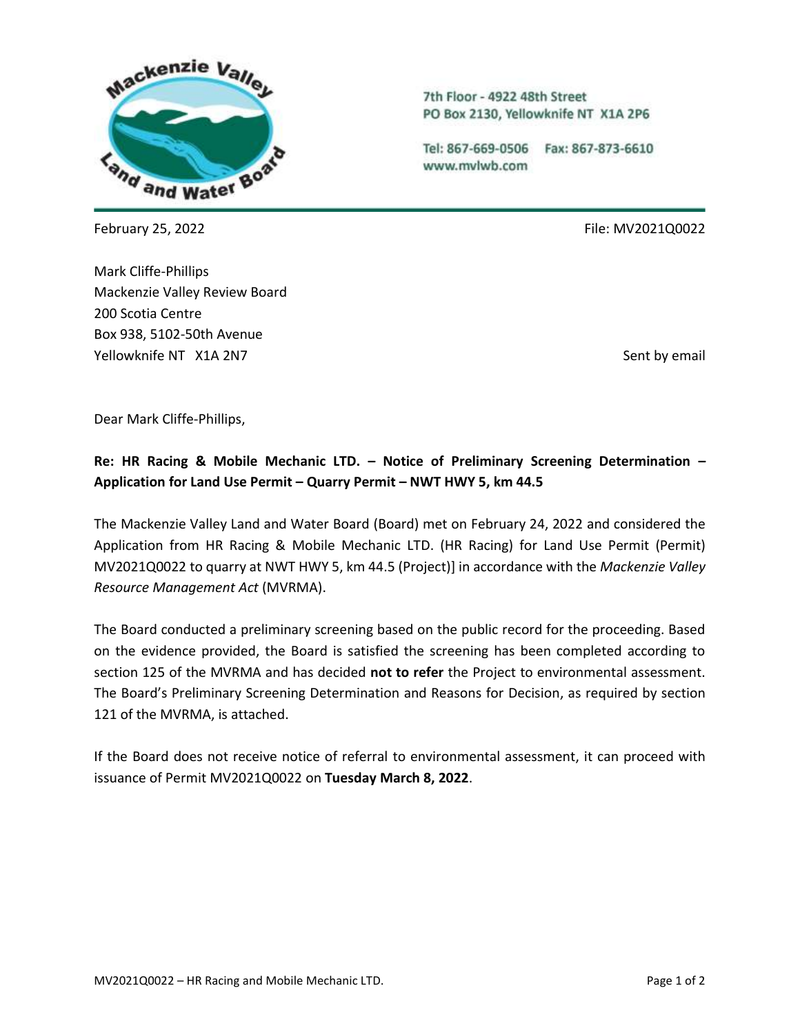7th Floor - 4922 48th Street
PO Box 2130, Yellowknife NT X1A 2P6

Tel: 867-669-0506 Fax: 867-873-6610
www.mvlwb.com

February 25, 2022

File: MV2021Q0022

Mark Cliffe-Phillips
Mackenzie Valley Review Board
200 Scotia Centre
Box 938, 5102-50th Avenue
Yellowknife NT X1A 2N7

Sent by email

Dear Mark Cliffe-Phillips,

**Re: HR Racing & Mobile Mechanic LTD. – Notice of Preliminary Screening Determination – Application for Land Use Permit – Quarry Permit – NWT HWY 5, km 44.5**

The Mackenzie Valley Land and Water Board (Board) met on February 24, 2022 and considered the Application from HR Racing & Mobile Mechanic LTD. (HR Racing) for Land Use Permit (Permit) MV2021Q0022 to quarry at NWT HWY 5, km 44.5 (Project)] in accordance with the *Mackenzie Valley Resource Management Act* (MVRMA).

The Board conducted a preliminary screening based on the public record for the proceeding. Based on the evidence provided, the Board is satisfied the screening has been completed according to section 125 of the MVRMA and has decided **not to refer** the Project to environmental assessment. The Board's Preliminary Screening Determination and Reasons for Decision, as required by section 121 of the MVRMA, is attached.

If the Board does not receive notice of referral to environmental assessment, it can proceed with issuance of Permit MV2021Q0022 on **Tuesday March 8, 2022**.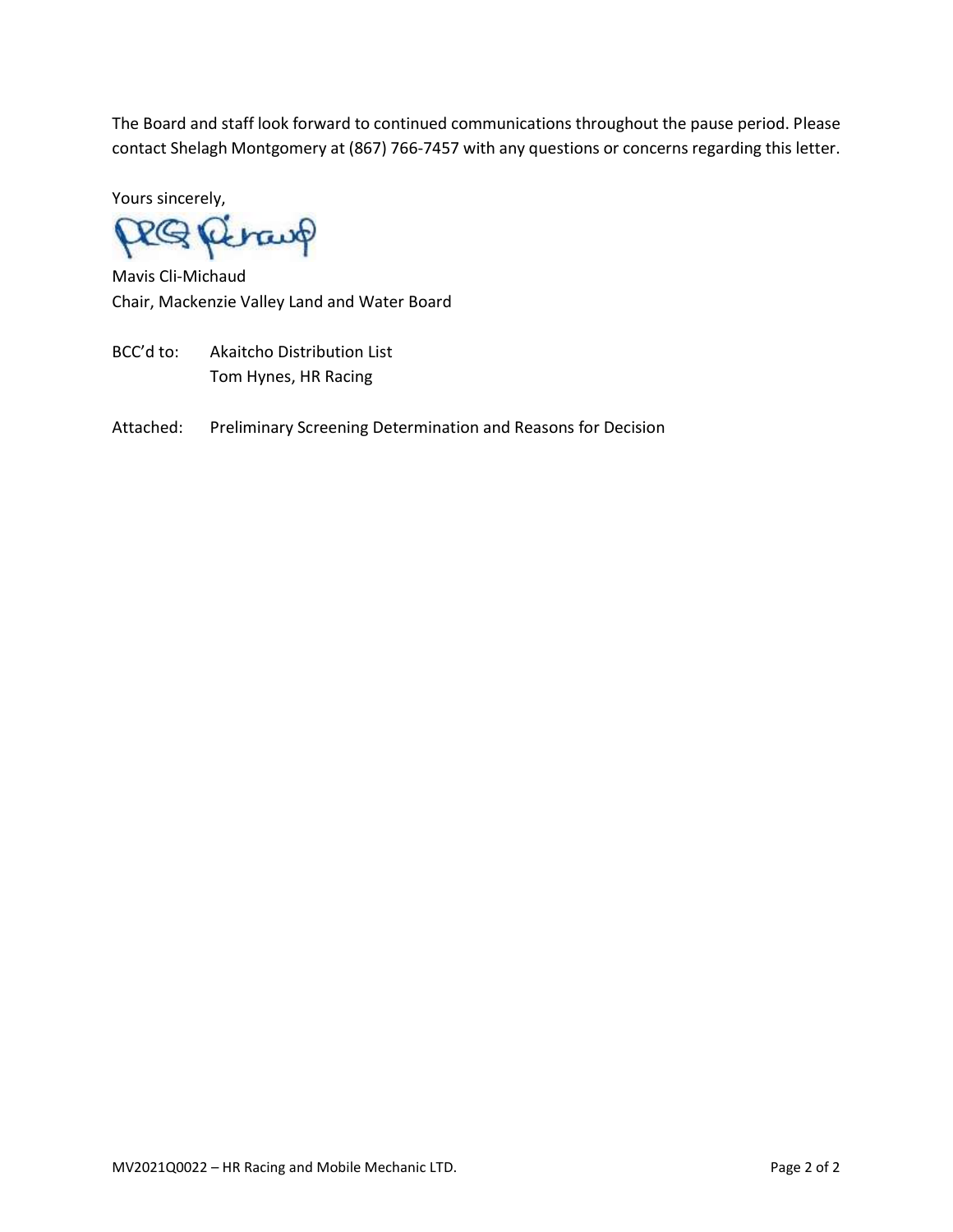The Board and staff look forward to continued communications throughout the pause period. Please contact Shelagh Montgomery at (867) 766-7457 with any questions or concerns regarding this letter.

Yours sincerely,

Mavis Cli-Michaud
Chair, Mackenzie Valley Land and Water Board

BCC'd to: Akaitcho Distribution List
Tom Hynes, HR Racing

Attached: Preliminary Screening Determination and Reasons for Decision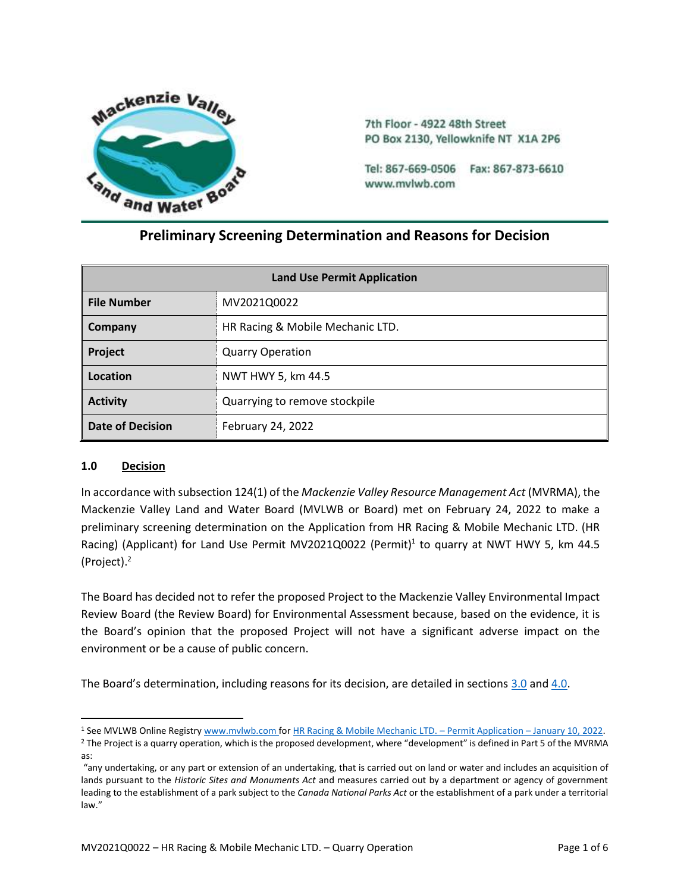7th Floor - 4922 48th Street
PO Box 2130, Yellowknife NT X1A 2P6

Tel: 867-669-0506 Fax: 867-873-6610
www.mvlwb.com

# Preliminary Screening Determination and Reasons for Decision

| Land Use Permit Application | |
|---|---|
| **File Number** | MV2021Q0022 |
| **Company** | HR Racing & Mobile Mechanic LTD. |
| **Project** | Quarry Operation |
| **Location** | NWT HWY 5, km 44.5 |
| **Activity** | Quarrying to remove stockpile |
| **Date of Decision** | February 24, 2022 |

## 1.0 Decision

In accordance with subsection 124(1) of the *Mackenzie Valley Resource Management Act* (MVRMA), the Mackenzie Valley Land and Water Board (MVLWB or Board) met on February 24, 2022 to make a preliminary screening determination on the Application from HR Racing & Mobile Mechanic LTD. (HR Racing) (Applicant) for Land Use Permit MV2021Q0022 (Permit)[1] to quarry at NWT HWY 5, km 44.5 (Project).[2]

The Board has decided not to refer the proposed Project to the Mackenzie Valley Environmental Impact Review Board (the Review Board) for Environmental Assessment because, based on the evidence, it is the Board's opinion that the proposed Project will not have a significant adverse impact on the environment or be a cause of public concern.

The Board's determination, including reasons for its decision, are detailed in sections 3.0 and 4.0.

---

[1] See MVLWB Online Registry www.mvlwb.com for HR Racing & Mobile Mechanic LTD. – Permit Application – January 10, 2022.

[2] The Project is a quarry operation, which is the proposed development, where "development" is defined in Part 5 of the MVRMA as:

"any undertaking, or any part or extension of an undertaking, that is carried out on land or water and includes an acquisition of lands pursuant to the *Historic Sites and Monuments Act* and measures carried out by a department or agency of government leading to the establishment of a park subject to the *Canada National Parks Act* or the establishment of a park under a territorial law."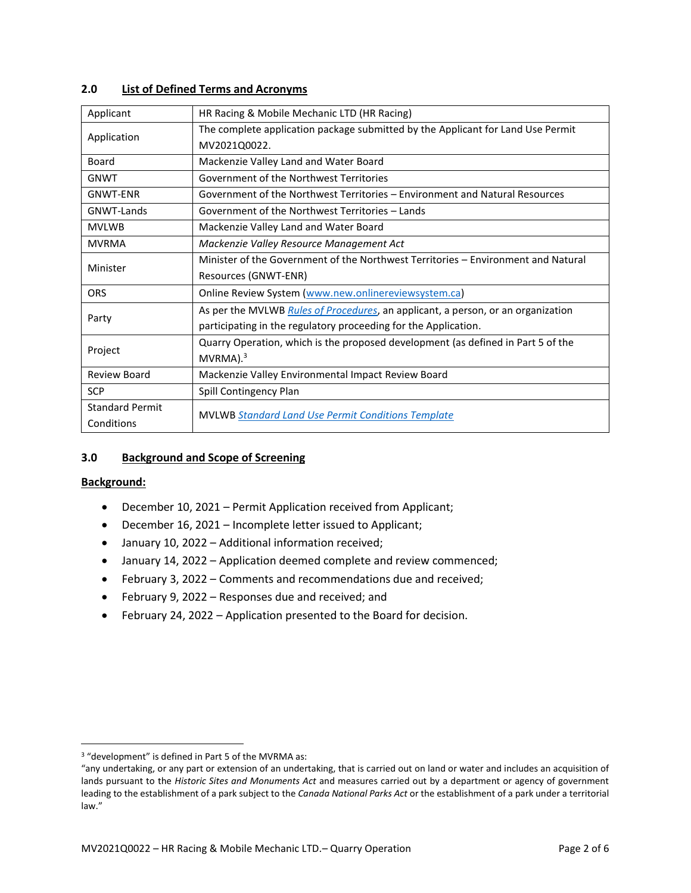## 2.0 List of Defined Terms and Acronyms

| Applicant | HR Racing & Mobile Mechanic LTD (HR Racing) |
|---|---|
| Application | The complete application package submitted by the Applicant for Land Use Permit MV2021Q0022. |
| Board | Mackenzie Valley Land and Water Board |
| GNWT | Government of the Northwest Territories |
| GNWT-ENR | Government of the Northwest Territories – Environment and Natural Resources |
| GNWT-Lands | Government of the Northwest Territories – Lands |
| MVLWB | Mackenzie Valley Land and Water Board |
| MVRMA | *Mackenzie Valley Resource Management Act* |
| Minister | Minister of the Government of the Northwest Territories – Environment and Natural Resources (GNWT-ENR) |
| ORS | Online Review System (www.new.onlinereviewsystem.ca) |
| Party | As per the MVLWB *Rules of Procedures*, an applicant, a person, or an organization participating in the regulatory proceeding for the Application. |
| Project | Quarry Operation, which is the proposed development (as defined in Part 5 of the MVRMA).[3] |
| Review Board | Mackenzie Valley Environmental Impact Review Board |
| SCP | Spill Contingency Plan |
| Standard Permit Conditions | MVLWB *Standard Land Use Permit Conditions Template* |

## 3.0 Background and Scope of Screening

**Background:**

- December 10, 2021 – Permit Application received from Applicant;
- December 16, 2021 – Incomplete letter issued to Applicant;
- January 10, 2022 – Additional information received;
- January 14, 2022 – Application deemed complete and review commenced;
- February 3, 2022 – Comments and recommendations due and received;
- February 9, 2022 – Responses due and received; and
- February 24, 2022 – Application presented to the Board for decision.

---

[3] "development" is defined in Part 5 of the MVRMA as:
"any undertaking, or any part or extension of an undertaking, that is carried out on land or water and includes an acquisition of lands pursuant to the *Historic Sites and Monuments Act* and measures carried out by a department or agency of government leading to the establishment of a park subject to the *Canada National Parks Act* or the establishment of a park under a territorial law."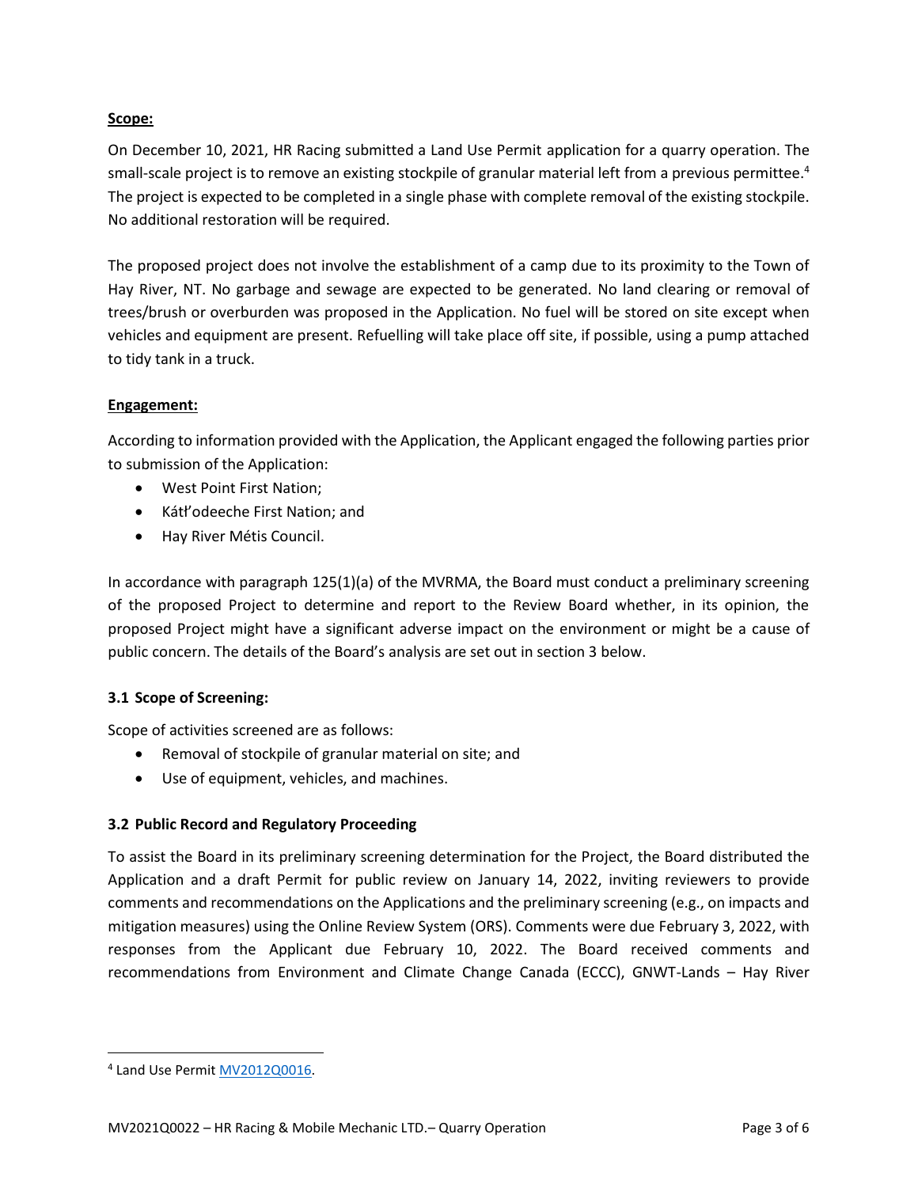**Scope:**

On December 10, 2021, HR Racing submitted a Land Use Permit application for a quarry operation. The small-scale project is to remove an existing stockpile of granular material left from a previous permittee.[4] The project is expected to be completed in a single phase with complete removal of the existing stockpile. No additional restoration will be required.

The proposed project does not involve the establishment of a camp due to its proximity to the Town of Hay River, NT. No garbage and sewage are expected to be generated. No land clearing or removal of trees/brush or overburden was proposed in the Application. No fuel will be stored on site except when vehicles and equipment are present. Refuelling will take place off site, if possible, using a pump attached to tidy tank in a truck.

**Engagement:**

According to information provided with the Application, the Applicant engaged the following parties prior to submission of the Application:

- West Point First Nation;
- Kátł'odeeche First Nation; and
- Hay River Métis Council.

In accordance with paragraph 125(1)(a) of the MVRMA, the Board must conduct a preliminary screening of the proposed Project to determine and report to the Review Board whether, in its opinion, the proposed Project might have a significant adverse impact on the environment or might be a cause of public concern. The details of the Board's analysis are set out in section 3 below.

### 3.1 Scope of Screening:

Scope of activities screened are as follows:

- Removal of stockpile of granular material on site; and
- Use of equipment, vehicles, and machines.

### 3.2 Public Record and Regulatory Proceeding

To assist the Board in its preliminary screening determination for the Project, the Board distributed the Application and a draft Permit for public review on January 14, 2022, inviting reviewers to provide comments and recommendations on the Applications and the preliminary screening (e.g., on impacts and mitigation measures) using the Online Review System (ORS). Comments were due February 3, 2022, with responses from the Applicant due February 10, 2022. The Board received comments and recommendations from Environment and Climate Change Canada (ECCC), GNWT-Lands – Hay River

---

[4] Land Use Permit MV2012Q0016.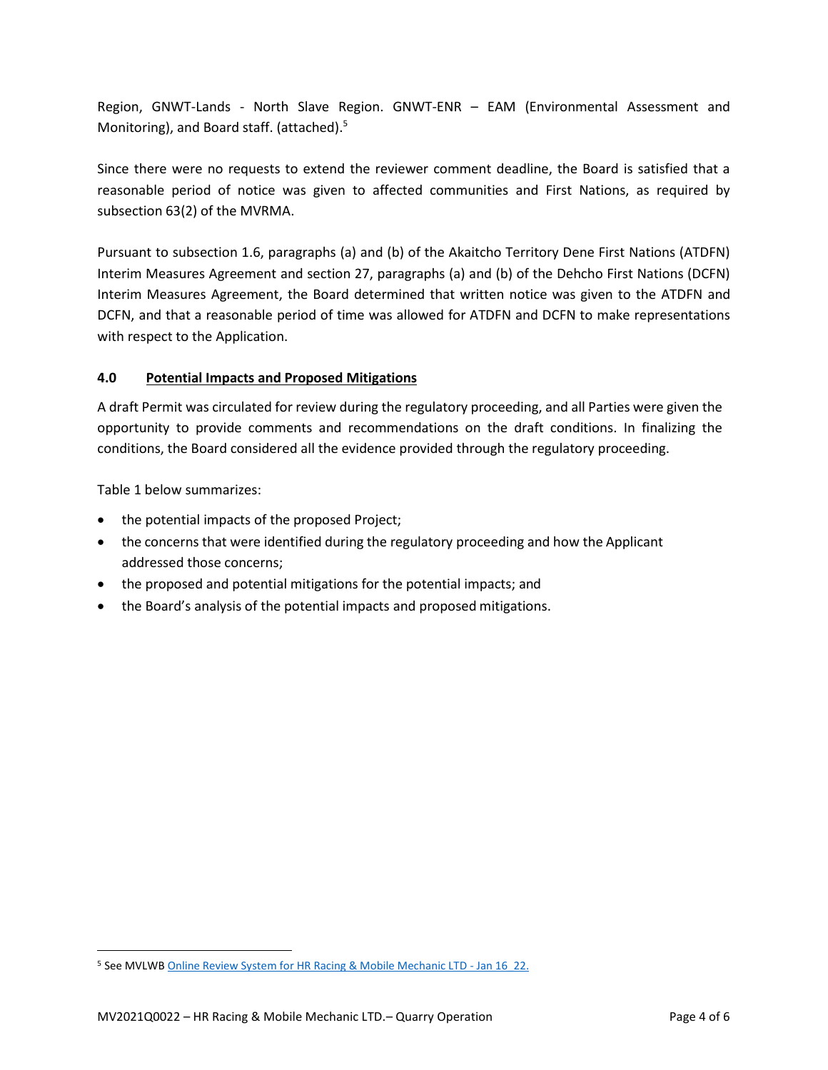Region, GNWT-Lands - North Slave Region. GNWT-ENR – EAM (Environmental Assessment and Monitoring), and Board staff. (attached).[5]

Since there were no requests to extend the reviewer comment deadline, the Board is satisfied that a reasonable period of notice was given to affected communities and First Nations, as required by subsection 63(2) of the MVRMA.

Pursuant to subsection 1.6, paragraphs (a) and (b) of the Akaitcho Territory Dene First Nations (ATDFN) Interim Measures Agreement and section 27, paragraphs (a) and (b) of the Dehcho First Nations (DCFN) Interim Measures Agreement, the Board determined that written notice was given to the ATDFN and DCFN, and that a reasonable period of time was allowed for ATDFN and DCFN to make representations with respect to the Application.

## 4.0 Potential Impacts and Proposed Mitigations

A draft Permit was circulated for review during the regulatory proceeding, and all Parties were given the opportunity to provide comments and recommendations on the draft conditions. In finalizing the conditions, the Board considered all the evidence provided through the regulatory proceeding.

Table 1 below summarizes:

- the potential impacts of the proposed Project;
- the concerns that were identified during the regulatory proceeding and how the Applicant addressed those concerns;
- the proposed and potential mitigations for the potential impacts; and
- the Board's analysis of the potential impacts and proposed mitigations.

[5] See MVLWB Online Review System for HR Racing & Mobile Mechanic LTD - Jan 16 22.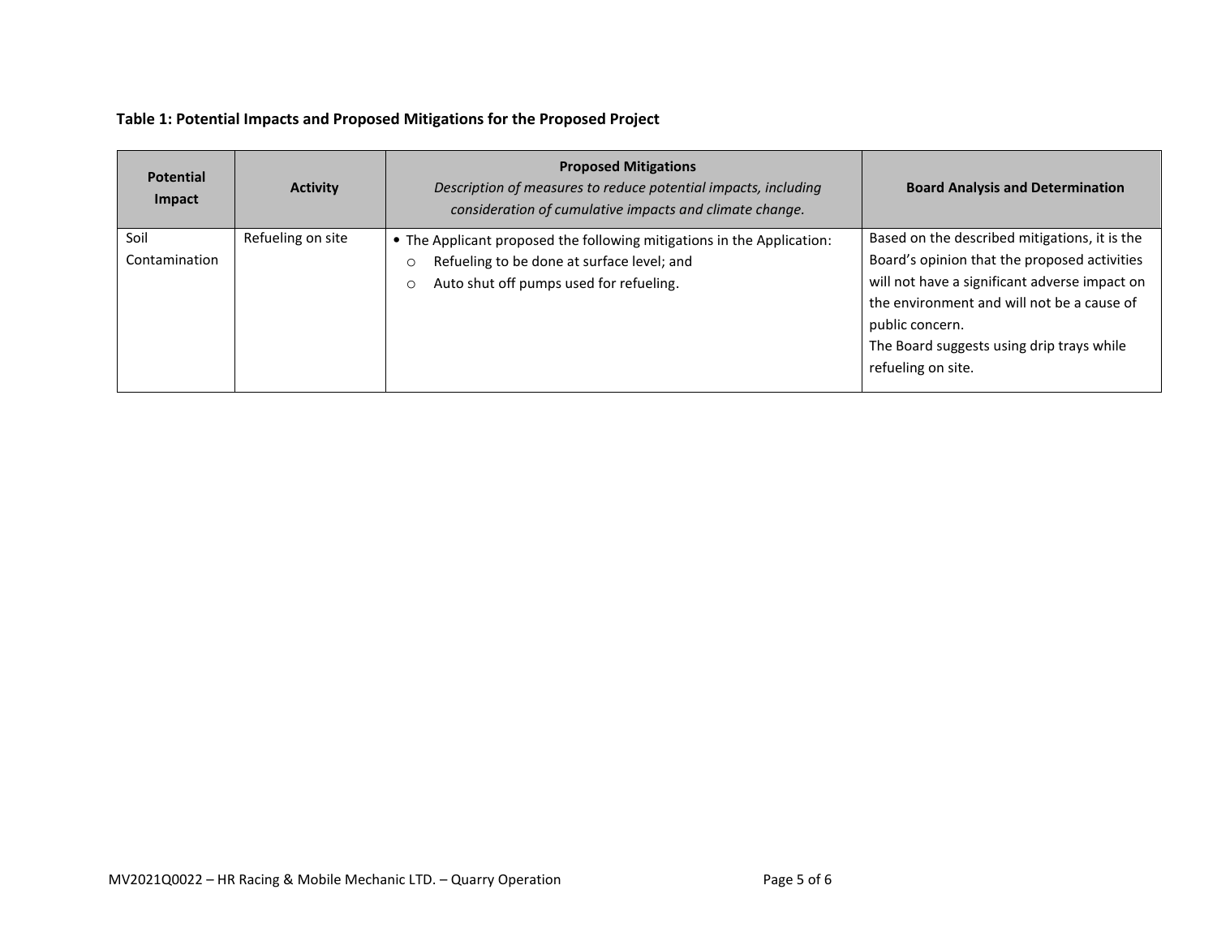**Table 1: Potential Impacts and Proposed Mitigations for the Proposed Project**

| Potential Impact | Activity | Proposed Mitigations<br>*Description of measures to reduce potential impacts, including consideration of cumulative impacts and climate change.* | Board Analysis and Determination |
|---|---|---|---|
| Soil Contamination | Refueling on site | • The Applicant proposed the following mitigations in the Application:<br>○ Refueling to be done at surface level; and<br>○ Auto shut off pumps used for refueling. | Based on the described mitigations, it is the Board's opinion that the proposed activities will not have a significant adverse impact on the environment and will not be a cause of public concern.<br>The Board suggests using drip trays while refueling on site. |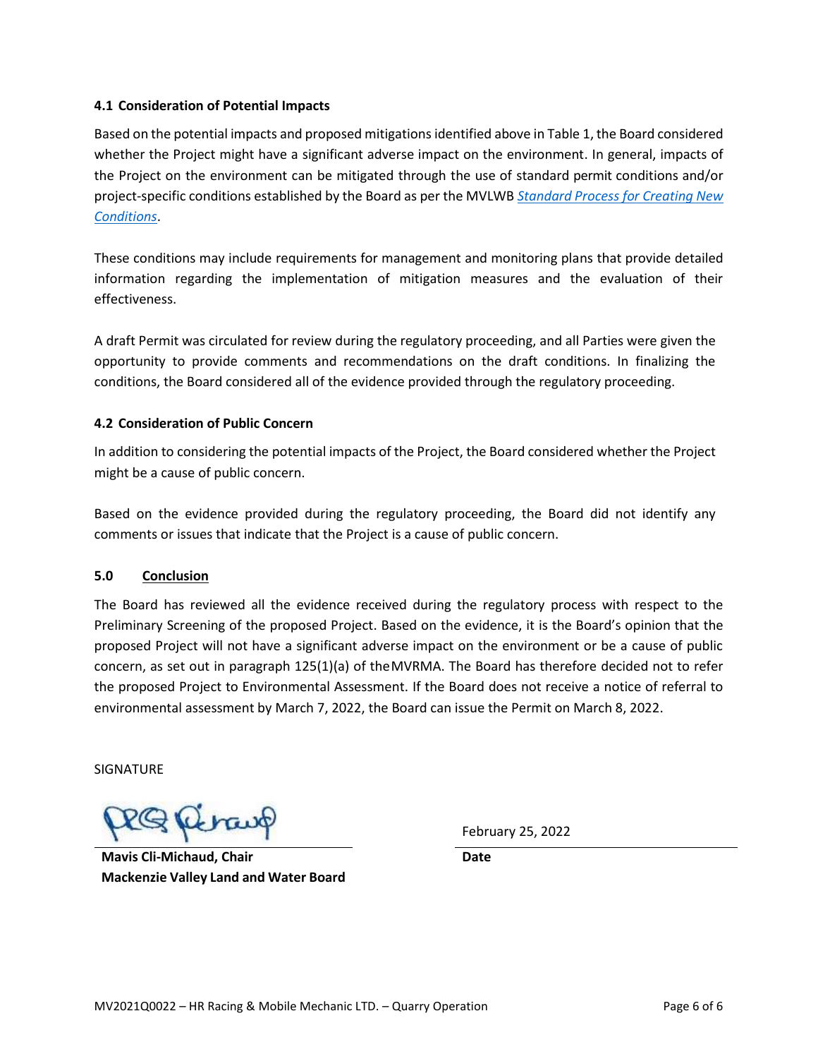### 4.1 Consideration of Potential Impacts

Based on the potential impacts and proposed mitigations identified above in Table 1, the Board considered whether the Project might have a significant adverse impact on the environment. In general, impacts of the Project on the environment can be mitigated through the use of standard permit conditions and/or project-specific conditions established by the Board as per the MVLWB *Standard Process for Creating New Conditions*.

These conditions may include requirements for management and monitoring plans that provide detailed information regarding the implementation of mitigation measures and the evaluation of their effectiveness.

A draft Permit was circulated for review during the regulatory proceeding, and all Parties were given the opportunity to provide comments and recommendations on the draft conditions. In finalizing the conditions, the Board considered all of the evidence provided through the regulatory proceeding.

### 4.2 Consideration of Public Concern

In addition to considering the potential impacts of the Project, the Board considered whether the Project might be a cause of public concern.

Based on the evidence provided during the regulatory proceeding, the Board did not identify any comments or issues that indicate that the Project is a cause of public concern.

## 5.0 Conclusion

The Board has reviewed all the evidence received during the regulatory process with respect to the Preliminary Screening of the proposed Project. Based on the evidence, it is the Board's opinion that the proposed Project will not have a significant adverse impact on the environment or be a cause of public concern, as set out in paragraph 125(1)(a) of the MVRMA. The Board has therefore decided not to refer the proposed Project to Environmental Assessment. If the Board does not receive a notice of referral to environmental assessment by March 7, 2022, the Board can issue the Permit on March 8, 2022.

SIGNATURE

**Mavis Cli-Michaud, Chair**
**Mackenzie Valley Land and Water Board**

February 25, 2022

**Date**